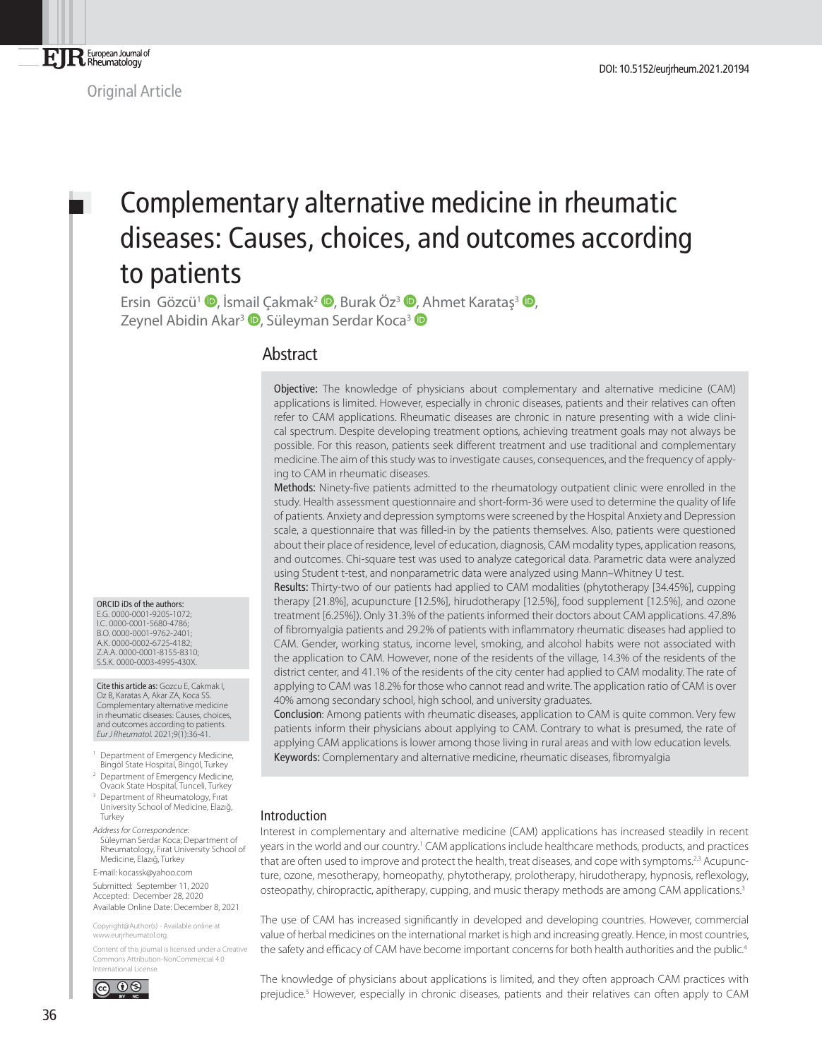Original Article

DOI: 10.5152/eurjrheum.2021.20194

# Complementary alternative medicine in rheumatic diseases: Causes, choices, and outcomes according to patients

Ersin Gözcü[1], İsmail Çakmak[2], Burak Öz[3], Ahmet Karataş[3], Zeynel Abidin Akar[3], Süleyman Serdar Koca[3]

## Abstract

**Objective:** The knowledge of physicians about complementary and alternative medicine (CAM) applications is limited. However, especially in chronic diseases, patients and their relatives can often refer to CAM applications. Rheumatic diseases are chronic in nature presenting with a wide clinical spectrum. Despite developing treatment options, achieving treatment goals may not always be possible. For this reason, patients seek different treatment and use traditional and complementary medicine. The aim of this study was to investigate causes, consequences, and the frequency of applying to CAM in rheumatic diseases.

**Methods:** Ninety-five patients admitted to the rheumatology outpatient clinic were enrolled in the study. Health assessment questionnaire and short-form-36 were used to determine the quality of life of patients. Anxiety and depression symptoms were screened by the Hospital Anxiety and Depression scale, a questionnaire that was filled-in by the patients themselves. Also, patients were questioned about their place of residence, level of education, diagnosis, CAM modality types, application reasons, and outcomes. Chi-square test was used to analyze categorical data. Parametric data were analyzed using Student t-test, and nonparametric data were analyzed using Mann–Whitney U test.

**Results:** Thirty-two of our patients had applied to CAM modalities (phytotherapy [34.45%], cupping therapy [21.8%], acupuncture [12.5%], hirudotherapy [12.5%], food supplement [12.5%], and ozone treatment [6.25%]). Only 31.3% of the patients informed their doctors about CAM applications. 47.8% of fibromyalgia patients and 29.2% of patients with inflammatory rheumatic diseases had applied to CAM. Gender, working status, income level, smoking, and alcohol habits were not associated with the application to CAM. However, none of the residents of the village, 14.3% of the residents of the district center, and 41.1% of the residents of the city center had applied to CAM modality. The rate of applying to CAM was 18.2% for those who cannot read and write. The application ratio of CAM is over 40% among secondary school, high school, and university graduates.

**Conclusion**: Among patients with rheumatic diseases, application to CAM is quite common. Very few patients inform their physicians about applying to CAM. Contrary to what is presumed, the rate of applying CAM applications is lower among those living in rural areas and with low education levels.

**Keywords:** Complementary and alternative medicine, rheumatic diseases, fibromyalgia

ORCID iDs of the authors:
E.G. 0000-0001-9205-1072;
I.C. 0000-0001-5680-4786;
B.O. 0000-0001-9762-2401;
A.K. 0000-0002-6725-4182;
Z.A.A. 0000-0001-8155-8310;
S.S.K. 0000-0003-4995-430X.

**Cite this article as:** Gozcu E, Cakmak I, Oz B, Karatas A, Akar ZA, Koca SS. Complementary alternative medicine in rheumatic diseases: Causes, choices, and outcomes according to patients. *Eur J Rheumatol.* 2021;9(1):36-41.

[1] Department of Emergency Medicine, Bingöl State Hospital, Bingöl, Turkey
[2] Department of Emergency Medicine, Ovacık State Hospital, Tunceli, Turkey
[3] Department of Rheumatology, Fırat University School of Medicine, Elazığ, Turkey

*Address for Correspondence:* Süleyman Serdar Koca; Department of Rheumatology, Fırat University School of Medicine, Elazığ, Turkey

E-mail: kocassk@yahoo.com

Submitted: September 11, 2020
Accepted: December 28, 2020
Available Online Date: December 8, 2021

Copyright@Author(s) - Available online at www.eurjrheumatol.org.

Content of this journal is licensed under a Creative Commons Attribution-NonCommercial 4.0 International License.

## Introduction

Interest in complementary and alternative medicine (CAM) applications has increased steadily in recent years in the world and our country.[1] CAM applications include healthcare methods, products, and practices that are often used to improve and protect the health, treat diseases, and cope with symptoms.[2,3] Acupuncture, ozone, mesotherapy, homeopathy, phytotherapy, prolotherapy, hirudotherapy, hypnosis, reflexology, osteopathy, chiropractic, apitherapy, cupping, and music therapy methods are among CAM applications.[3]

The use of CAM has increased significantly in developed and developing countries. However, commercial value of herbal medicines on the international market is high and increasing greatly. Hence, in most countries, the safety and efficacy of CAM have become important concerns for both health authorities and the public.[4]

The knowledge of physicians about applications is limited, and they often approach CAM practices with prejudice.[5] However, especially in chronic diseases, patients and their relatives can often apply to CAM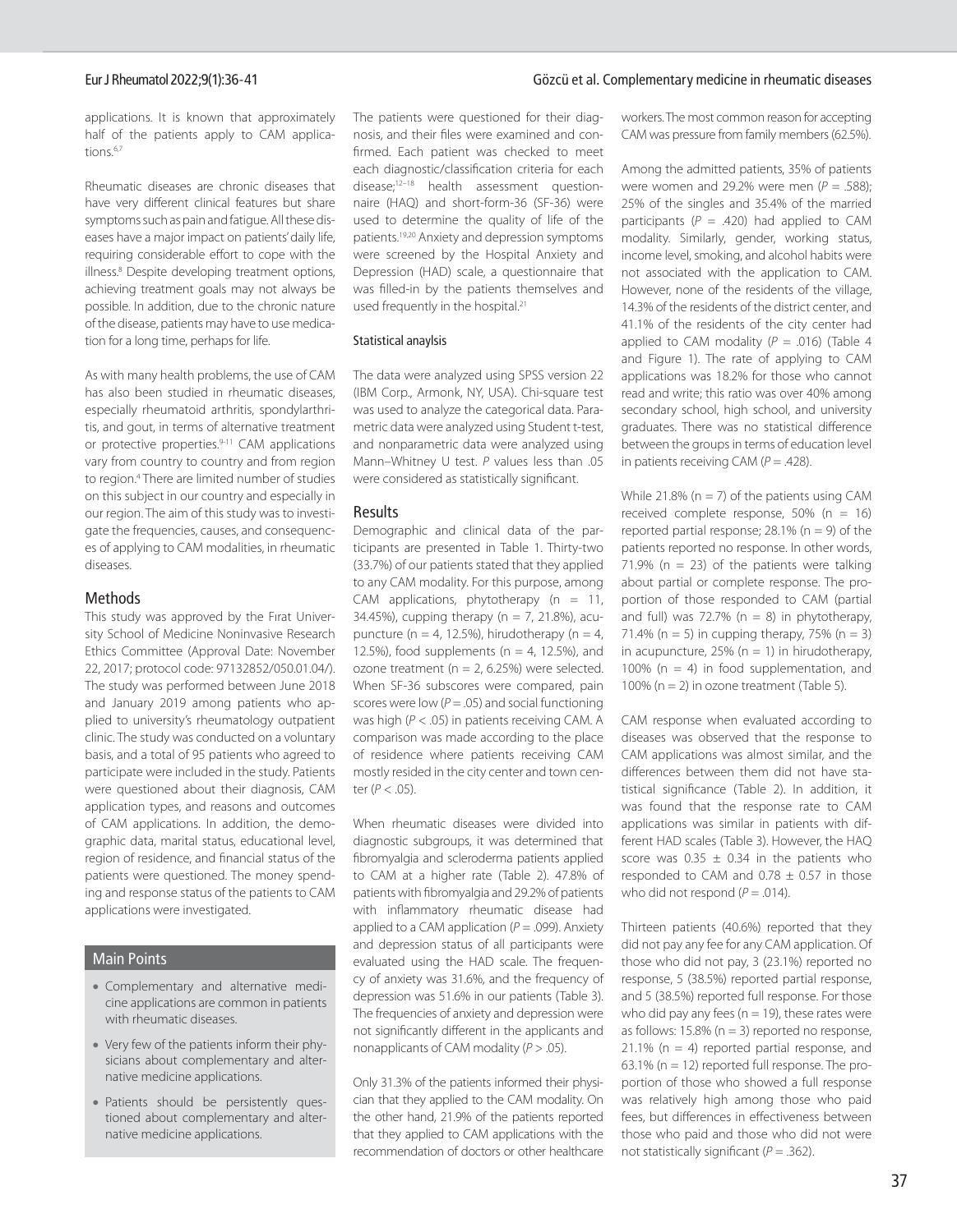applications. It is known that approximately half of the patients apply to CAM applications.[6,7]

Rheumatic diseases are chronic diseases that have very different clinical features but share symptoms such as pain and fatigue. All these diseases have a major impact on patients' daily life, requiring considerable effort to cope with the illness.[8] Despite developing treatment options, achieving treatment goals may not always be possible. In addition, due to the chronic nature of the disease, patients may have to use medication for a long time, perhaps for life.

As with many health problems, the use of CAM has also been studied in rheumatic diseases, especially rheumatoid arthritis, spondylarthritis, and gout, in terms of alternative treatment or protective properties.[9-11] CAM applications vary from country to country and from region to region.[4] There are limited number of studies on this subject in our country and especially in our region. The aim of this study was to investigate the frequencies, causes, and consequences of applying to CAM modalities, in rheumatic diseases.

## Methods

This study was approved by the Fırat University School of Medicine Noninvasive Research Ethics Committee (Approval Date: November 22, 2017; protocol code: 97132852/050.01.04/). The study was performed between June 2018 and January 2019 among patients who applied to university's rheumatology outpatient clinic. The study was conducted on a voluntary basis, and a total of 95 patients who agreed to participate were included in the study. Patients were questioned about their diagnosis, CAM application types, and reasons and outcomes of CAM applications. In addition, the demographic data, marital status, educational level, region of residence, and financial status of the patients were questioned. The money spending and response status of the patients to CAM applications were investigated.

### Main Points

- Complementary and alternative medicine applications are common in patients with rheumatic diseases.
- Very few of the patients inform their physicians about complementary and alternative medicine applications.
- Patients should be persistently questioned about complementary and alternative medicine applications.

The patients were questioned for their diagnosis, and their files were examined and confirmed. Each patient was checked to meet each diagnostic/classification criteria for each disease;[12–18] health assessment questionnaire (HAQ) and short-form-36 (SF-36) were used to determine the quality of life of the patients.[19,20] Anxiety and depression symptoms were screened by the Hospital Anxiety and Depression (HAD) scale, a questionnaire that was filled-in by the patients themselves and used frequently in the hospital.[21]

### Statistical anaylsis

The data were analyzed using SPSS version 22 (IBM Corp., Armonk, NY, USA). Chi-square test was used to analyze the categorical data. Parametric data were analyzed using Student t-test, and nonparametric data were analyzed using Mann–Whitney U test. *P* values less than .05 were considered as statistically significant.

## Results

Demographic and clinical data of the participants are presented in Table 1. Thirty-two (33.7%) of our patients stated that they applied to any CAM modality. For this purpose, among CAM applications, phytotherapy (n = 11, 34.45%), cupping therapy (n = 7, 21.8%), acupuncture (n = 4, 12.5%), hirudotherapy (n = 4, 12.5%), food supplements (n = 4, 12.5%), and ozone treatment (n = 2, 6.25%) were selected. When SF-36 subscores were compared, pain scores were low ($P = .05$) and social functioning was high ($P < .05$) in patients receiving CAM. A comparison was made according to the place of residence where patients receiving CAM mostly resided in the city center and town center ($P < .05$).

When rheumatic diseases were divided into diagnostic subgroups, it was determined that fibromyalgia and scleroderma patients applied to CAM at a higher rate (Table 2). 47.8% of patients with fibromyalgia and 29.2% of patients with inflammatory rheumatic disease had applied to a CAM application ($P = .099$). Anxiety and depression status of all participants were evaluated using the HAD scale. The frequency of anxiety was 31.6%, and the frequency of depression was 51.6% in our patients (Table 3). The frequencies of anxiety and depression were not significantly different in the applicants and nonapplicants of CAM modality ($P > .05$).

Only 31.3% of the patients informed their physician that they applied to the CAM modality. On the other hand, 21.9% of the patients reported that they applied to CAM applications with the recommendation of doctors or other healthcare workers. The most common reason for accepting CAM was pressure from family members (62.5%).

Among the admitted patients, 35% of patients were women and 29.2% were men ($P = .588$); 25% of the singles and 35.4% of the married participants ($P = .420$) had applied to CAM modality. Similarly, gender, working status, income level, smoking, and alcohol habits were not associated with the application to CAM. However, none of the residents of the village, 14.3% of the residents of the district center, and 41.1% of the residents of the city center had applied to CAM modality ($P = .016$) (Table 4 and Figure 1). The rate of applying to CAM applications was 18.2% for those who cannot read and write; this ratio was over 40% among secondary school, high school, and university graduates. There was no statistical difference between the groups in terms of education level in patients receiving CAM ($P = .428$).

While 21.8% (n = 7) of the patients using CAM received complete response, 50% (n = 16) reported partial response; 28.1% (n = 9) of the patients reported no response. In other words, 71.9% (n = 23) of the patients were talking about partial or complete response. The proportion of those responded to CAM (partial and full) was 72.7% (n = 8) in phytotherapy, 71.4% (n = 5) in cupping therapy, 75% (n = 3) in acupuncture, 25% (n = 1) in hirudotherapy, 100% (n = 4) in food supplementation, and 100% (n = 2) in ozone treatment (Table 5).

CAM response when evaluated according to diseases was observed that the response to CAM applications was almost similar, and the differences between them did not have statistical significance (Table 2). In addition, it was found that the response rate to CAM applications was similar in patients with different HAD scales (Table 3). However, the HAQ score was 0.35 ± 0.34 in the patients who responded to CAM and 0.78 ± 0.57 in those who did not respond ($P = .014$).

Thirteen patients (40.6%) reported that they did not pay any fee for any CAM application. Of those who did not pay, 3 (23.1%) reported no response, 5 (38.5%) reported partial response, and 5 (38.5%) reported full response. For those who did pay any fees (n = 19), these rates were as follows: 15.8% (n = 3) reported no response, 21.1% (n = 4) reported partial response, and 63.1% (n = 12) reported full response. The proportion of those who showed a full response was relatively high among those who paid fees, but differences in effectiveness between those who paid and those who did not were not statistically significant ($P = .362$).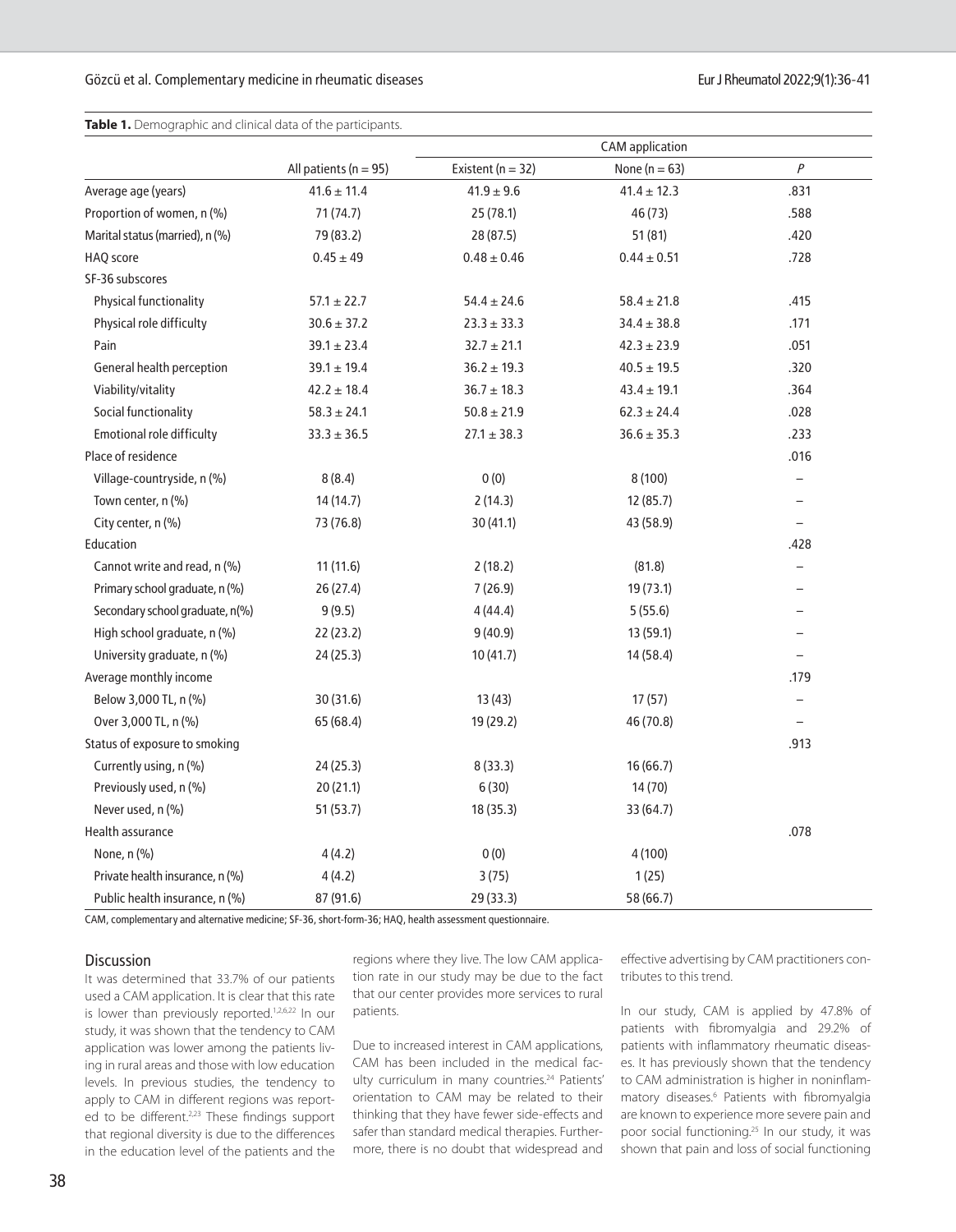**Table 1.** Demographic and clinical data of the participants.

| | All patients (n = 95) | CAM application | | |
|---|---|---|---|---|
| | | Existent (n = 32) | None (n = 63) | *P* |
| Average age (years) | 41.6 ± 11.4 | 41.9 ± 9.6 | 41.4 ± 12.3 | .831 |
| Proportion of women, n (%) | 71 (74.7) | 25 (78.1) | 46 (73) | .588 |
| Marital status (married), n (%) | 79 (83.2) | 28 (87.5) | 51 (81) | .420 |
| HAQ score | 0.45 ± 49 | 0.48 ± 0.46 | 0.44 ± 0.51 | .728 |
| SF-36 subscores | | | | |
| Physical functionality | 57.1 ± 22.7 | 54.4 ± 24.6 | 58.4 ± 21.8 | .415 |
| Physical role difficulty | 30.6 ± 37.2 | 23.3 ± 33.3 | 34.4 ± 38.8 | .171 |
| Pain | 39.1 ± 23.4 | 32.7 ± 21.1 | 42.3 ± 23.9 | .051 |
| General health perception | 39.1 ± 19.4 | 36.2 ± 19.3 | 40.5 ± 19.5 | .320 |
| Viability/vitality | 42.2 ± 18.4 | 36.7 ± 18.3 | 43.4 ± 19.1 | .364 |
| Social functionality | 58.3 ± 24.1 | 50.8 ± 21.9 | 62.3 ± 24.4 | .028 |
| Emotional role difficulty | 33.3 ± 36.5 | 27.1 ± 38.3 | 36.6 ± 35.3 | .233 |
| Place of residence | | | | .016 |
| Village-countryside, n (%) | 8 (8.4) | 0 (0) | 8 (100) | – |
| Town center, n (%) | 14 (14.7) | 2 (14.3) | 12 (85.7) | – |
| City center, n (%) | 73 (76.8) | 30 (41.1) | 43 (58.9) | – |
| Education | | | | .428 |
| Cannot write and read, n (%) | 11 (11.6) | 2 (18.2) | (81.8) | – |
| Primary school graduate, n (%) | 26 (27.4) | 7 (26.9) | 19 (73.1) | – |
| Secondary school graduate, n(%) | 9 (9.5) | 4 (44.4) | 5 (55.6) | – |
| High school graduate, n (%) | 22 (23.2) | 9 (40.9) | 13 (59.1) | – |
| University graduate, n (%) | 24 (25.3) | 10 (41.7) | 14 (58.4) | – |
| Average monthly income | | | | .179 |
| Below 3,000 TL, n (%) | 30 (31.6) | 13 (43) | 17 (57) | – |
| Over 3,000 TL, n (%) | 65 (68.4) | 19 (29.2) | 46 (70.8) | – |
| Status of exposure to smoking | | | | .913 |
| Currently using, n (%) | 24 (25.3) | 8 (33.3) | 16 (66.7) | |
| Previously used, n (%) | 20 (21.1) | 6 (30) | 14 (70) | |
| Never used, n (%) | 51 (53.7) | 18 (35.3) | 33 (64.7) | |
| Health assurance | | | | .078 |
| None, n (%) | 4 (4.2) | 0 (0) | 4 (100) | |
| Private health insurance, n (%) | 4 (4.2) | 3 (75) | 1 (25) | |
| Public health insurance, n (%) | 87 (91.6) | 29 (33.3) | 58 (66.7) | |

CAM, complementary and alternative medicine; SF-36, short-form-36; HAQ, health assessment questionnaire.

## Discussion

It was determined that 33.7% of our patients used a CAM application. It is clear that this rate is lower than previously reported.[1,2,6,22] In our study, it was shown that the tendency to CAM application was lower among the patients living in rural areas and those with low education levels. In previous studies, the tendency to apply to CAM in different regions was reported to be different.[2,23] These findings support that regional diversity is due to the differences in the education level of the patients and the regions where they live. The low CAM application rate in our study may be due to the fact that our center provides more services to rural patients.

Due to increased interest in CAM applications, CAM has been included in the medical faculty curriculum in many countries.[24] Patients' orientation to CAM may be related to their thinking that they have fewer side-effects and safer than standard medical therapies. Furthermore, there is no doubt that widespread and effective advertising by CAM practitioners contributes to this trend.

In our study, CAM is applied by 47.8% of patients with fibromyalgia and 29.2% of patients with inflammatory rheumatic diseases. It has previously shown that the tendency to CAM administration is higher in noninflammatory diseases.[6] Patients with fibromyalgia are known to experience more severe pain and poor social functioning.[25] In our study, it was shown that pain and loss of social functioning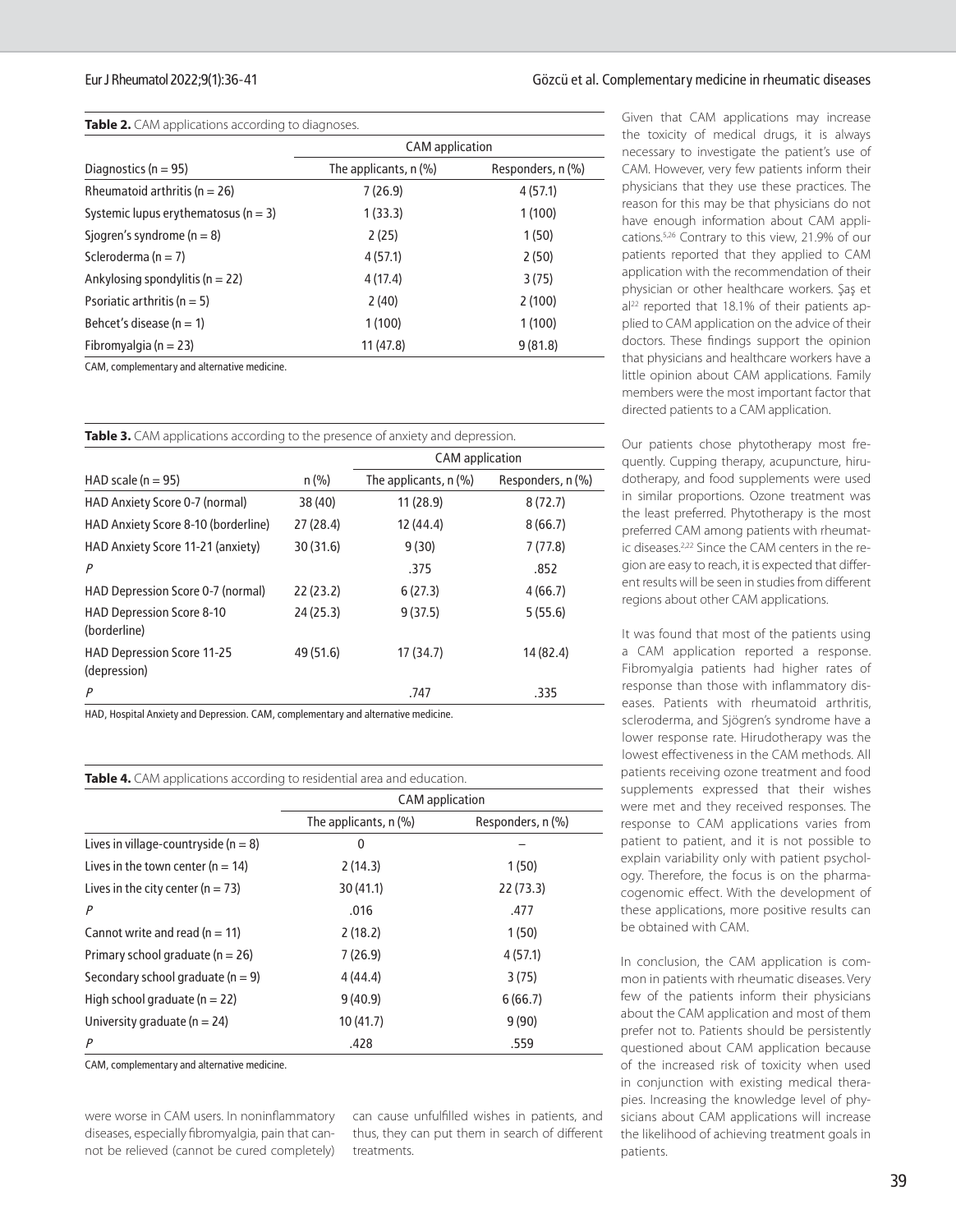**Table 2.** CAM applications according to diagnoses.

| | CAM application | |
|---|---|---|
| Diagnostics (n = 95) | The applicants, n (%) | Responders, n (%) |
| Rheumatoid arthritis (n = 26) | 7 (26.9) | 4 (57.1) |
| Systemic lupus erythematosus (n = 3) | 1 (33.3) | 1 (100) |
| Sjogren's syndrome (n = 8) | 2 (25) | 1 (50) |
| Scleroderma (n = 7) | 4 (57.1) | 2 (50) |
| Ankylosing spondylitis (n = 22) | 4 (17.4) | 3 (75) |
| Psoriatic arthritis (n = 5) | 2 (40) | 2 (100) |
| Behcet's disease (n = 1) | 1 (100) | 1 (100) |
| Fibromyalgia (n = 23) | 11 (47.8) | 9 (81.8) |

CAM, complementary and alternative medicine.

**Table 3.** CAM applications according to the presence of anxiety and depression.

| | | CAM application | |
|---|---|---|---|
| HAD scale (n = 95) | n (%) | The applicants, n (%) | Responders, n (%) |
| HAD Anxiety Score 0-7 (normal) | 38 (40) | 11 (28.9) | 8 (72.7) |
| HAD Anxiety Score 8-10 (borderline) | 27 (28.4) | 12 (44.4) | 8 (66.7) |
| HAD Anxiety Score 11-21 (anxiety) | 30 (31.6) | 9 (30) | 7 (77.8) |
| *P* | | .375 | .852 |
| HAD Depression Score 0-7 (normal) | 22 (23.2) | 6 (27.3) | 4 (66.7) |
| HAD Depression Score 8-10 (borderline) | 24 (25.3) | 9 (37.5) | 5 (55.6) |
| HAD Depression Score 11-25 (depression) | 49 (51.6) | 17 (34.7) | 14 (82.4) |
| *P* | | .747 | .335 |

HAD, Hospital Anxiety and Depression. CAM, complementary and alternative medicine.

**Table 4.** CAM applications according to residential area and education.

| | CAM application | |
|---|---|---|
| | The applicants, n (%) | Responders, n (%) |
| Lives in village-countryside (n = 8) | 0 | – |
| Lives in the town center (n = 14) | 2 (14.3) | 1 (50) |
| Lives in the city center (n = 73) | 30 (41.1) | 22 (73.3) |
| *P* | .016 | .477 |
| Cannot write and read (n = 11) | 2 (18.2) | 1 (50) |
| Primary school graduate (n = 26) | 7 (26.9) | 4 (57.1) |
| Secondary school graduate (n = 9) | 4 (44.4) | 3 (75) |
| High school graduate (n = 22) | 9 (40.9) | 6 (66.7) |
| University graduate (n = 24) | 10 (41.7) | 9 (90) |
| *P* | .428 | .559 |

CAM, complementary and alternative medicine.

were worse in CAM users. In noninflammatory diseases, especially fibromyalgia, pain that cannot be relieved (cannot be cured completely) can cause unfulfilled wishes in patients, and thus, they can put them in search of different treatments.

Given that CAM applications may increase the toxicity of medical drugs, it is always necessary to investigate the patient's use of CAM. However, very few patients inform their physicians that they use these practices. The reason for this may be that physicians do not have enough information about CAM applications.[5,26] Contrary to this view, 21.9% of our patients reported that they applied to CAM application with the recommendation of their physician or other healthcare workers. Şaş et al[22] reported that 18.1% of their patients applied to CAM application on the advice of their doctors. These findings support the opinion that physicians and healthcare workers have a little opinion about CAM applications. Family members were the most important factor that directed patients to a CAM application.

Our patients chose phytotherapy most frequently. Cupping therapy, acupuncture, hirudotherapy, and food supplements were used in similar proportions. Ozone treatment was the least preferred. Phytotherapy is the most preferred CAM among patients with rheumatic diseases.[2,22] Since the CAM centers in the region are easy to reach, it is expected that different results will be seen in studies from different regions about other CAM applications.

It was found that most of the patients using a CAM application reported a response. Fibromyalgia patients had higher rates of response than those with inflammatory diseases. Patients with rheumatoid arthritis, scleroderma, and Sjögren's syndrome have a lower response rate. Hirudotherapy was the lowest effectiveness in the CAM methods. All patients receiving ozone treatment and food supplements expressed that their wishes were met and they received responses. The response to CAM applications varies from patient to patient, and it is not possible to explain variability only with patient psychology. Therefore, the focus is on the pharmacogenomic effect. With the development of these applications, more positive results can be obtained with CAM.

In conclusion, the CAM application is common in patients with rheumatic diseases. Very few of the patients inform their physicians about the CAM application and most of them prefer not to. Patients should be persistently questioned about CAM application because of the increased risk of toxicity when used in conjunction with existing medical therapies. Increasing the knowledge level of physicians about CAM applications will increase the likelihood of achieving treatment goals in patients.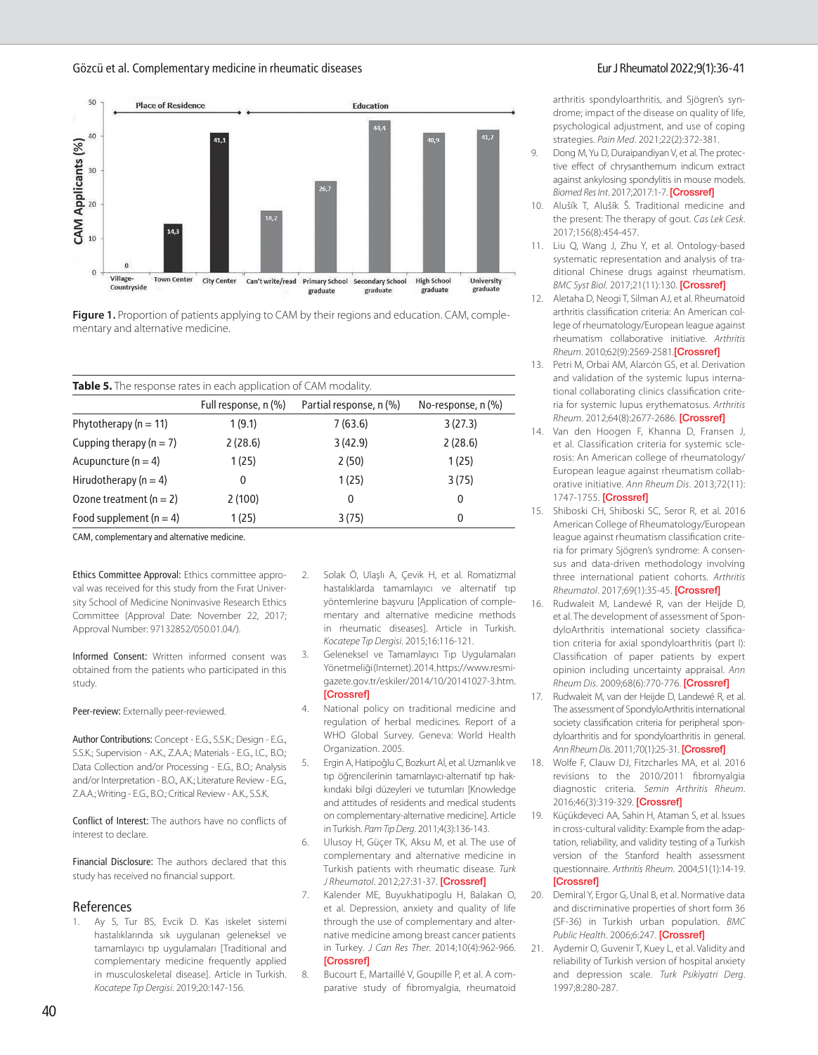Figure 1. Proportion of patients applying to CAM by their regions and education. CAM, complementary and alternative medicine.

**Table 5.** The response rates in each application of CAM modality.

| | Full response, n (%) | Partial response, n (%) | No-response, n (%) |
|---|---|---|---|
| Phytotherapy (n = 11) | 1 (9.1) | 7 (63.6) | 3 (27.3) |
| Cupping therapy (n = 7) | 2 (28.6) | 3 (42.9) | 2 (28.6) |
| Acupuncture (n = 4) | 1 (25) | 2 (50) | 1 (25) |
| Hirudotherapy (n = 4) | 0 | 1 (25) | 3 (75) |
| Ozone treatment (n = 2) | 2 (100) | 0 | 0 |
| Food supplement (n = 4) | 1 (25) | 3 (75) | 0 |

CAM, complementary and alternative medicine.

**Ethics Committee Approval:** Ethics committee approval was received for this study from the Fırat University School of Medicine Noninvasive Research Ethics Committee (Approval Date: November 22, 2017; Approval Number: 97132852/050.01.04/).

**Informed Consent:** Written informed consent was obtained from the patients who participated in this study.

**Peer-review:** Externally peer-reviewed.

**Author Contributions:** Concept - E.G., S.S.K.; Design - E.G., S.S.K.; Supervision - A.K., Z.A.A.; Materials - E.G., I.C., B.O.; Data Collection and/or Processing - E.G., B.O.; Analysis and/or Interpretation - B.O., A.K.; Literature Review - E.G., Z.A.A.; Writing - E.G., B.O.; Critical Review - A.K., S.S.K.

**Conflict of Interest:** The authors have no conflicts of interest to declare.

**Financial Disclosure:** The authors declared that this study has received no financial support.

## References

1. Ay S, Tur BS, Evcik D. Kas iskelet sistemi hastalıklarında sık uygulanan geleneksel ve tamamlayıcı tıp uygulamaları [Traditional and complementary medicine frequently applied in musculoskeletal disease]. Article in Turkish. *Kocatepe Tip Dergisi*. 2019;20:147-156.
2. Solak Ö, Ulaşlı A, Çevik H, et al. Romatizmal hastalıklarda tamamlayıcı ve alternatif tıp yöntemlerine başvuru [Application of complementary and alternative medicine methods in rheumatic diseases]. Article in Turkish. *Kocatepe Tip Dergisi*. 2015;16:116-121.
3. Geleneksel ve Tamamlayıcı Tıp Uygulamaları Yönetmeliği(Internet).2014.https://www.resmigazete.gov.tr/eskiler/2014/10/20141027-3.htm. [Crossref]
4. National policy on traditional medicine and regulation of herbal medicines. Report of a WHO Global Survey. Geneva: World Health Organization. 2005.
5. Ergin A, Hatipoğlu C, Bozkurt Aİ, et al. Uzmanlık ve tıp öğrencilerinin tamamlayıcı-alternatif tıp hakkındaki bilgi düzeyleri ve tutumları [Knowledge and attitudes of residents and medical students on complementary-alternative medicine]. Article in Turkish. *Pam Tıp Derg*. 2011;4(3):136-143.
6. Ulusoy H, Güçer TK, Aksu M, et al. The use of complementary and alternative medicine in Turkish patients with rheumatic disease. *Turk J Rheumatol*. 2012;27:31-37. [Crossref]
7. Kalender ME, Buyukhatipoglu H, Balakan O, et al. Depression, anxiety and quality of life through the use of complementary and alternative medicine among breast cancer patients in Turkey. *J Can Res Ther*. 2014;10(4):962-966. [Crossref]
8. Bucourt E, Martaillé V, Goupille P, et al. A comparative study of fibromyalgia, rheumatoid arthritis spondyloarthritis, and Sjögren's syndrome; impact of the disease on quality of life, psychological adjustment, and use of coping strategies. *Pain Med*. 2021;22(2):372-381.
9. Dong M, Yu D, Duraipandiyan V, et al. The protective effect of chrysanthemum indicum extract against ankylosing spondylitis in mouse models. *Biomed Res Int*. 2017;2017:1-7. [Crossref]
10. Alušík T, Alušík Š. Traditional medicine and the present: The therapy of gout. *Cas Lek Cesk*. 2017;156(8):454-457.
11. Liu Q, Wang J, Zhu Y, et al. Ontology-based systematic representation and analysis of traditional Chinese drugs against rheumatism. *BMC Syst Biol*. 2017;21(11):130. [Crossref]
12. Aletaha D, Neogi T, Silman AJ, et al. Rheumatoid arthritis classification criteria: An American college of rheumatology/European league against rheumatism collaborative initiative. *Arthritis Rheum*. 2010;62(9):2569-2581.[Crossref]
13. Petri M, Orbai AM, Alarcón GS, et al. Derivation and validation of the systemic lupus international collaborating clinics classification criteria for systemic lupus erythematosus. *Arthritis Rheum*. 2012;64(8):2677-2686. [Crossref]
14. Van den Hoogen F, Khanna D, Fransen J, et al. Classification criteria for systemic sclerosis: An American college of rheumatology/European league against rheumatism collaborative initiative. *Ann Rheum Dis*. 2013;72(11):1747-1755. [Crossref]
15. Shiboski CH, Shiboski SC, Seror R, et al. 2016 American College of Rheumatology/European league against rheumatism classification criteria for primary Sjögren's syndrome: A consensus and data-driven methodology involving three international patient cohorts. *Arthritis Rheumatol*. 2017;69(1):35-45. [Crossref]
16. Rudwaleit M, Landewé R, van der Heijde D, et al. The development of assessment of SpondyloArthritis international society classification criteria for axial spondyloarthritis (part I): Classification of paper patients by expert opinion including uncertainty appraisal. *Ann Rheum Dis*. 2009;68(6):770-776. [Crossref]
17. Rudwaleit M, van der Heijde D, Landewé R, et al. The assessment of SpondyloArthritis international society classification criteria for peripheral spondyloarthritis and for spondyloarthritis in general. *Ann Rheum Dis*. 2011;70(1):25-31. [Crossref]
18. Wolfe F, Clauw DJ, Fitzcharles MA, et al. 2016 revisions to the 2010/2011 fibromyalgia diagnostic criteria. *Semin Arthritis Rheum*. 2016;46(3):319-329. [Crossref]
19. Küçükdeveci AA, Sahin H, Ataman S, et al. Issues in cross-cultural validity: Example from the adaptation, reliability, and validity testing of a Turkish version of the Stanford health assessment questionnaire. *Arthritis Rheum*. 2004;51(1):14-19. [Crossref]
20. Demiral Y, Ergor G, Unal B, et al. Normative data and discriminative properties of short form 36 (SF-36) in Turkish urban population. *BMC Public Health*. 2006;6:247. [Crossref]
21. Aydemir O, Guvenir T, Kuey L, et al. Validity and reliability of Turkish version of hospital anxiety and depression scale. *Turk Psikiyatri Derg*. 1997;8:280-287.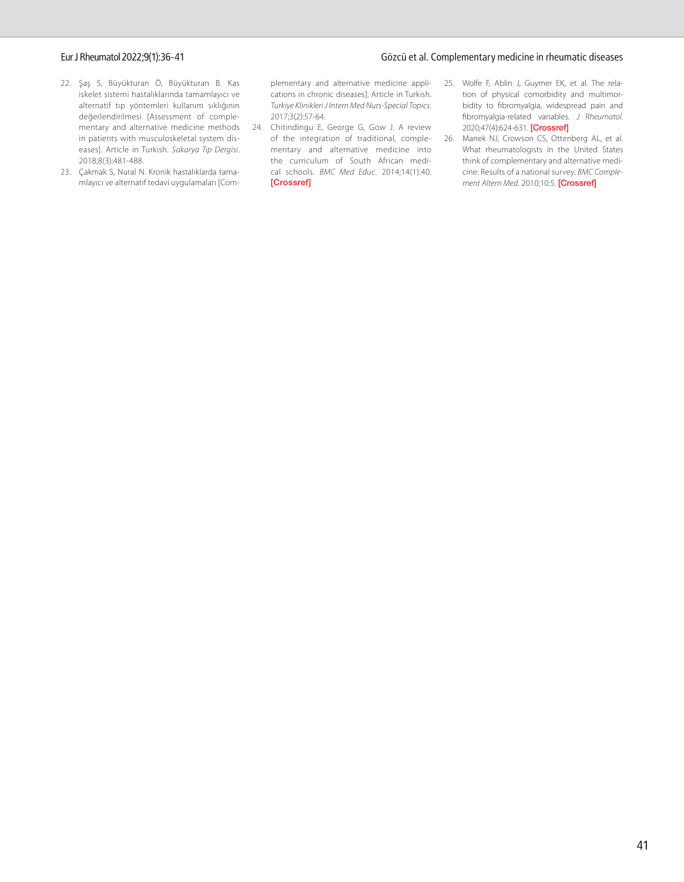22. Şaş S, Büyükturan Ö, Büyükturan B. Kas iskelet sistemi hastalıklarında tamamlayıcı ve alternatif tıp yöntemleri kullanım sıklığının değerlendirilmesi [Assessment of complementary and alternative medicine methods in patients with musculoskeletal system diseases]. Article in Turkish. *Sakarya Tıp Dergisi*. 2018;8(3):481-488.
23. Çakmak S, Nural N. Kronik hastalıklarda tamamlayıcı ve alternatif tedavi uygulamaları [Complementary and alternative medicine applications in chronic diseases]. Article in Turkish. *Turkiye Klinikleri J Intern Med Nurs-Special Topics*. 2017;3(2):57-64.
24. Chitindingu E, George G, Gow J. A review of the integration of traditional, complementary and alternative medicine into the curriculum of South African medical schools. *BMC Med Educ*. 2014;14(1):40. [Crossref]
25. Wolfe F, Ablin J, Guymer EK, et al. The relation of physical comorbidity and multimorbidity to fibromyalgia, widespread pain and fibromyalgia-related variables. *J Rheumatol*. 2020;47(4):624-631. [Crossref]
26. Manek NJ, Crowson CS, Ottenberg AL, et al. What rheumatologists in the United States think of complementary and alternative medicine: Results of a national survey. *BMC Complement Altern Med*. 2010;10:5. [Crossref]